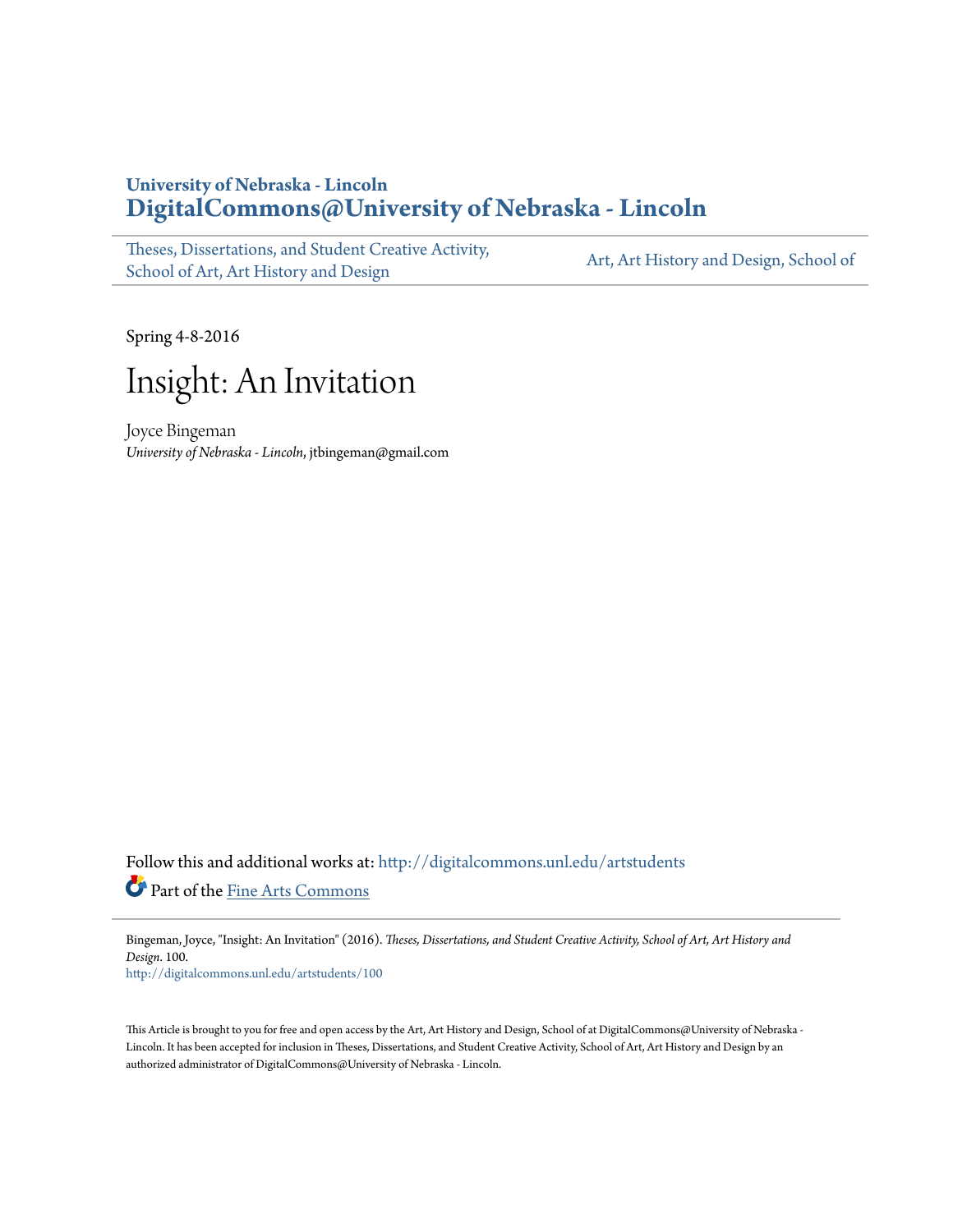**University of Nebraska - Lincoln**
**DigitalCommons@University of Nebraska - Lincoln**

Theses, Dissertations, and Student Creative Activity, School of Art, Art History and Design

Art, Art History and Design, School of

Spring 4-8-2016

# Insight: An Invitation

Joyce Bingeman
*University of Nebraska - Lincoln*, jtbingeman@gmail.com

Follow this and additional works at: http://digitalcommons.unl.edu/artstudents

Part of the Fine Arts Commons

Bingeman, Joyce, "Insight: An Invitation" (2016). *Theses, Dissertations, and Student Creative Activity, School of Art, Art History and Design*. 100.
http://digitalcommons.unl.edu/artstudents/100

This Article is brought to you for free and open access by the Art, Art History and Design, School of at DigitalCommons@University of Nebraska - Lincoln. It has been accepted for inclusion in Theses, Dissertations, and Student Creative Activity, School of Art, Art History and Design by an authorized administrator of DigitalCommons@University of Nebraska - Lincoln.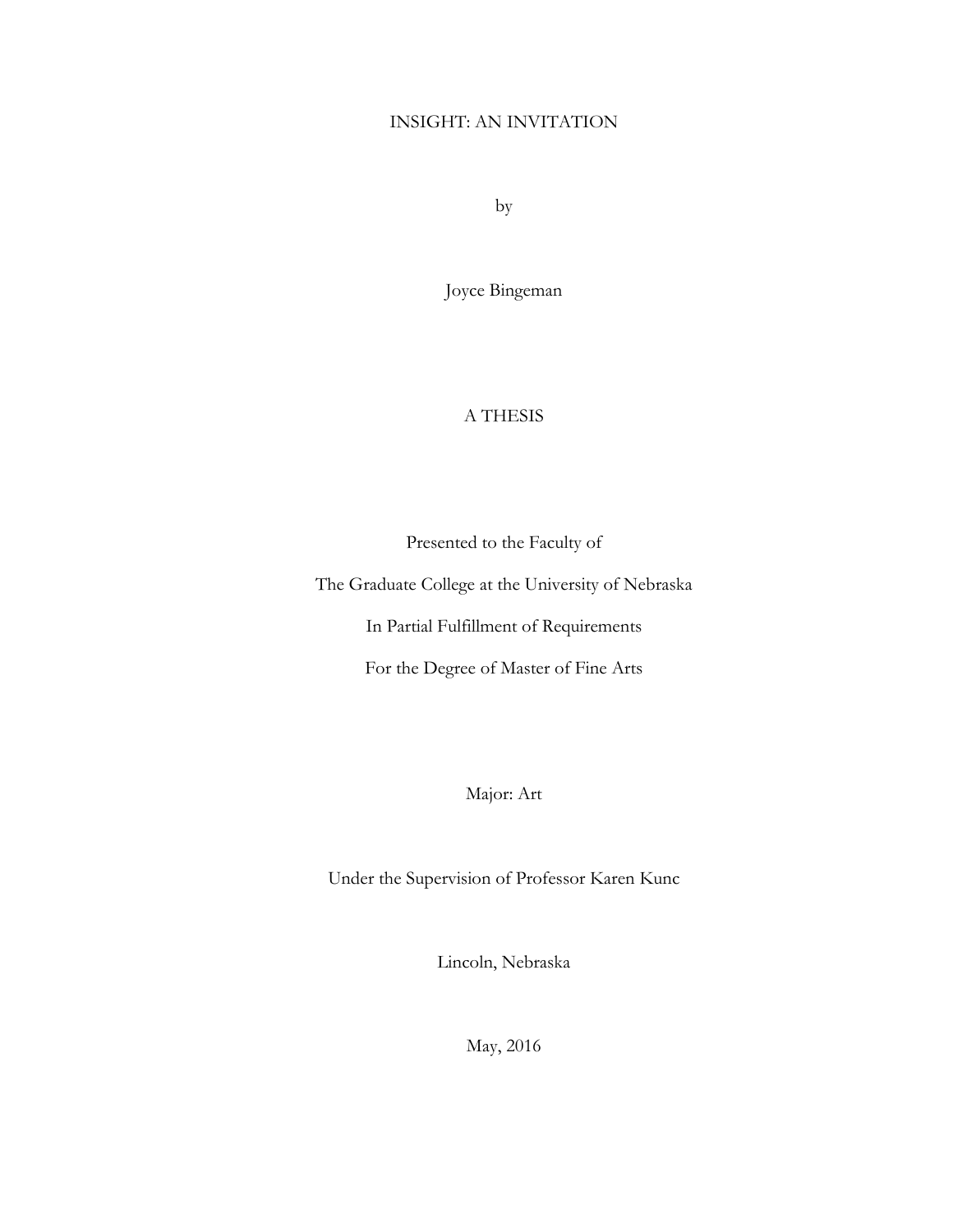# INSIGHT: AN INVITATION

by

Joyce Bingeman

A THESIS

Presented to the Faculty of

The Graduate College at the University of Nebraska

In Partial Fulfillment of Requirements

For the Degree of Master of Fine Arts

Major: Art

Under the Supervision of Professor Karen Kunc

Lincoln, Nebraska

May, 2016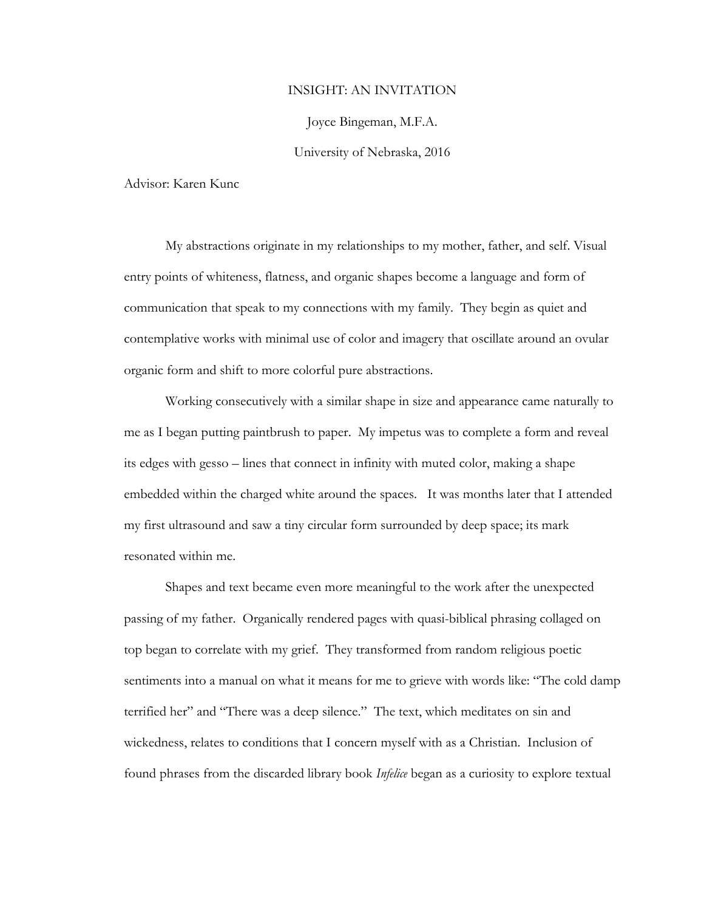INSIGHT: AN INVITATION

Joyce Bingeman, M.F.A.

University of Nebraska, 2016

Advisor: Karen Kunc

My abstractions originate in my relationships to my mother, father, and self. Visual entry points of whiteness, flatness, and organic shapes become a language and form of communication that speak to my connections with my family. They begin as quiet and contemplative works with minimal use of color and imagery that oscillate around an ovular organic form and shift to more colorful pure abstractions.

Working consecutively with a similar shape in size and appearance came naturally to me as I began putting paintbrush to paper. My impetus was to complete a form and reveal its edges with gesso – lines that connect in infinity with muted color, making a shape embedded within the charged white around the spaces. It was months later that I attended my first ultrasound and saw a tiny circular form surrounded by deep space; its mark resonated within me.

Shapes and text became even more meaningful to the work after the unexpected passing of my father. Organically rendered pages with quasi-biblical phrasing collaged on top began to correlate with my grief. They transformed from random religious poetic sentiments into a manual on what it means for me to grieve with words like: "The cold damp terrified her" and "There was a deep silence." The text, which meditates on sin and wickedness, relates to conditions that I concern myself with as a Christian. Inclusion of found phrases from the discarded library book *Infelice* began as a curiosity to explore textual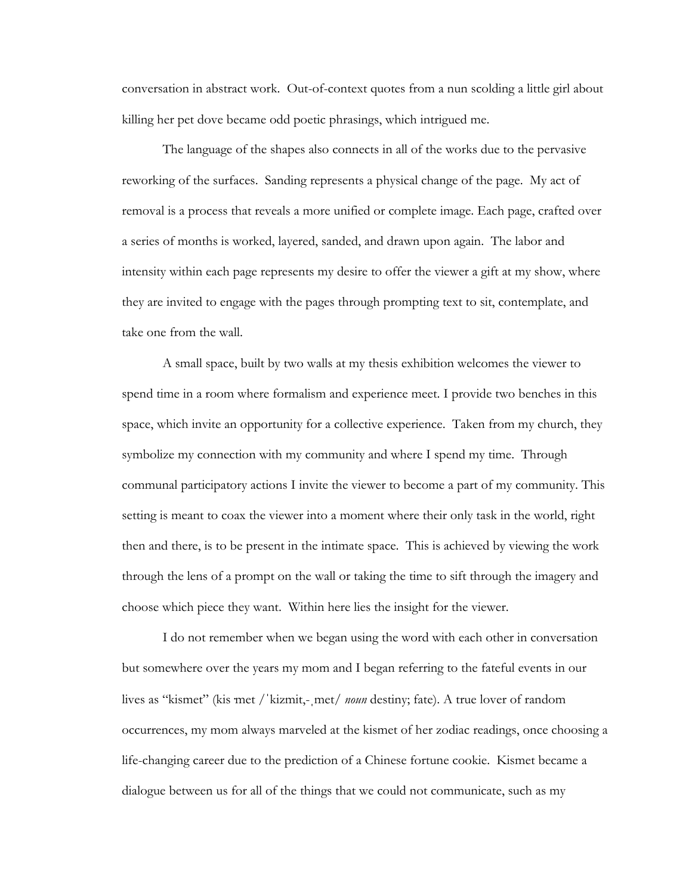conversation in abstract work. Out-of-context quotes from a nun scolding a little girl about killing her pet dove became odd poetic phrasings, which intrigued me.

The language of the shapes also connects in all of the works due to the pervasive reworking of the surfaces. Sanding represents a physical change of the page. My act of removal is a process that reveals a more unified or complete image. Each page, crafted over a series of months is worked, layered, sanded, and drawn upon again. The labor and intensity within each page represents my desire to offer the viewer a gift at my show, where they are invited to engage with the pages through prompting text to sit, contemplate, and take one from the wall.

A small space, built by two walls at my thesis exhibition welcomes the viewer to spend time in a room where formalism and experience meet. I provide two benches in this space, which invite an opportunity for a collective experience. Taken from my church, they symbolize my connection with my community and where I spend my time. Through communal participatory actions I invite the viewer to become a part of my community. This setting is meant to coax the viewer into a moment where their only task in the world, right then and there, is to be present in the intimate space. This is achieved by viewing the work through the lens of a prompt on the wall or taking the time to sift through the imagery and choose which piece they want. Within here lies the insight for the viewer.

I do not remember when we began using the word with each other in conversation but somewhere over the years my mom and I began referring to the fateful events in our lives as "kismet" (kis·met /ˈkizmit,-ˌmet/ *noun* destiny; fate). A true lover of random occurrences, my mom always marveled at the kismet of her zodiac readings, once choosing a life-changing career due to the prediction of a Chinese fortune cookie. Kismet became a dialogue between us for all of the things that we could not communicate, such as my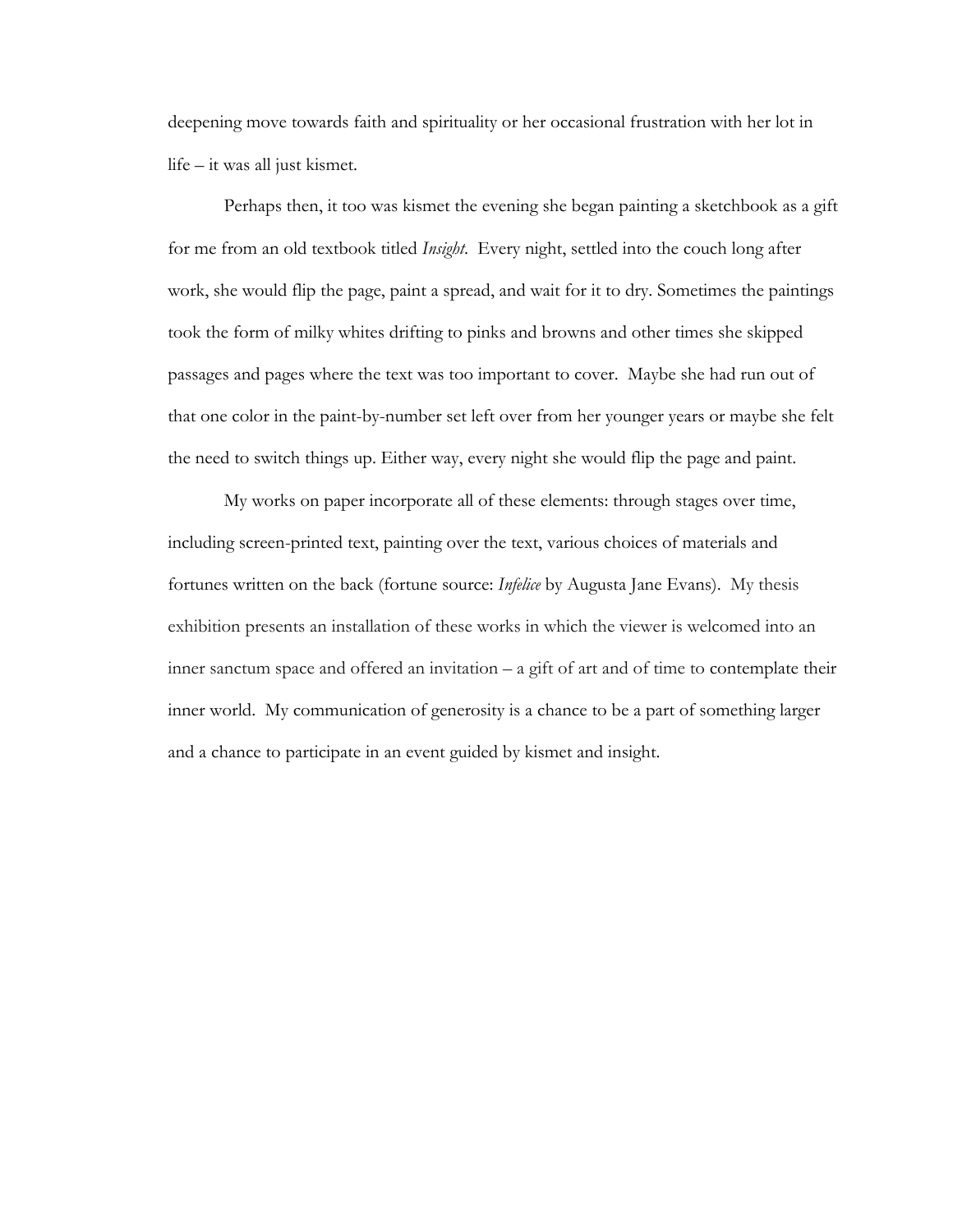deepening move towards faith and spirituality or her occasional frustration with her lot in life – it was all just kismet.

Perhaps then, it too was kismet the evening she began painting a sketchbook as a gift for me from an old textbook titled *Insight*. Every night, settled into the couch long after work, she would flip the page, paint a spread, and wait for it to dry. Sometimes the paintings took the form of milky whites drifting to pinks and browns and other times she skipped passages and pages where the text was too important to cover. Maybe she had run out of that one color in the paint-by-number set left over from her younger years or maybe she felt the need to switch things up. Either way, every night she would flip the page and paint.

My works on paper incorporate all of these elements: through stages over time, including screen-printed text, painting over the text, various choices of materials and fortunes written on the back (fortune source: *Infelice* by Augusta Jane Evans). My thesis exhibition presents an installation of these works in which the viewer is welcomed into an inner sanctum space and offered an invitation – a gift of art and of time to contemplate their inner world. My communication of generosity is a chance to be a part of something larger and a chance to participate in an event guided by kismet and insight.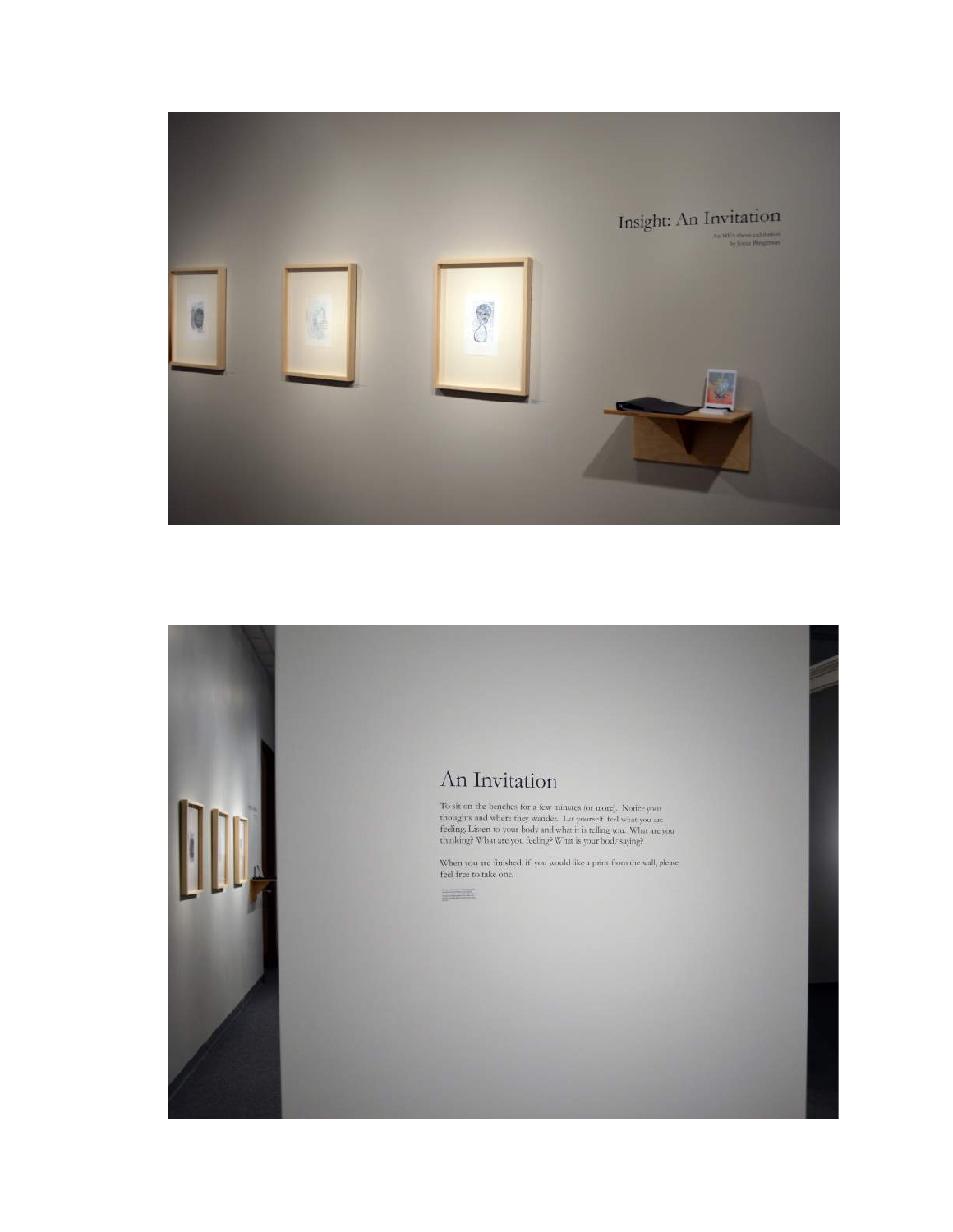Insight: An Invitation

An MFA thesis exhibition by Joyce Bergeman

## An Invitation

To sit on the benches for a few minutes (or more). Notice your thoughts and where they wander. Let yourself feel what you are feeling. Listen to your body and what it is telling you. What are you thinking? What are you feeling? What is your body saying?

When you are finished, if you would like a print from the wall, please feel free to take one.